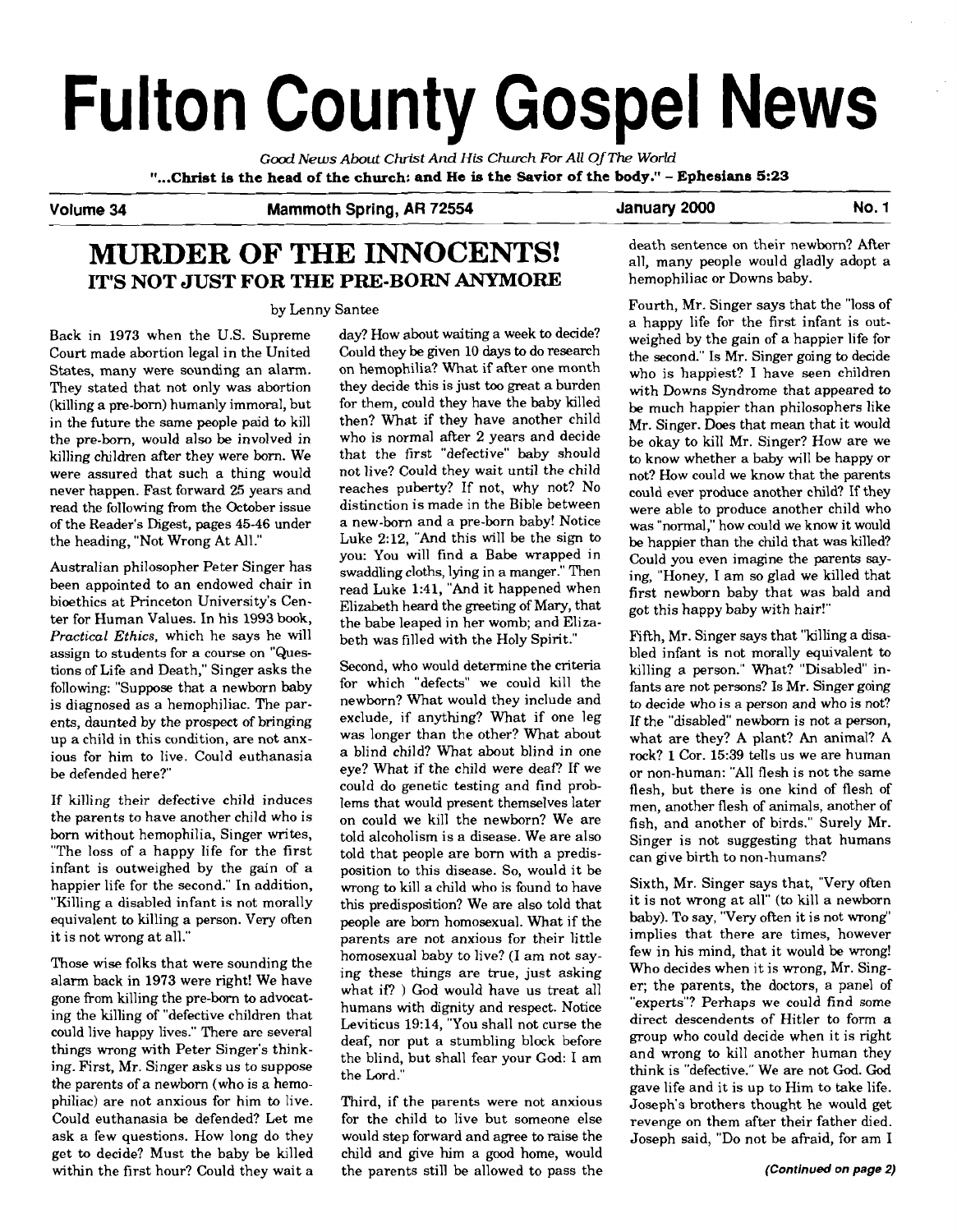# Fulton County Gospel News

*Good News About Christ And His Church For All Of The World*

**"...Christ is the head of the church: and He is the Savior of the body." - Ephesians 5:23**

**Volume 34** **Mammoth Spring, AR 72554** **January 2000** **No. 1**

## MURDER OF THE INNOCENTS!
### IT'S NOT JUST FOR THE PRE-BORN ANYMORE

by Lenny Santee

Back in 1973 when the U.S. Supreme Court made abortion legal in the United States, many were sounding an alarm. They stated that not only was abortion (killing a pre-born) humanly immoral, but in the future the same people paid to kill the pre-born, would also be involved in killing children after they were born. We were assured that such a thing would never happen. Fast forward 25 years and read the following from the October issue of the Reader's Digest, pages 45-46 under the heading, "Not Wrong At All."

Australian philosopher Peter Singer has been appointed to an endowed chair in bioethics at Princeton University's Center for Human Values. In his 1993 book, *Practical Ethics*, which he says he will assign to students for a course on "Questions of Life and Death," Singer asks the following: "Suppose that a newborn baby is diagnosed as a hemophiliac. The parents, daunted by the prospect of bringing up a child in this condition, are not anxious for him to live. Could euthanasia be defended here?"

If killing their defective child induces the parents to have another child who is born without hemophilia, Singer writes, "The loss of a happy life for the first infant is outweighed by the gain of a happier life for the second." In addition, "Killing a disabled infant is not morally equivalent to killing a person. Very often it is not wrong at all."

Those wise folks that were sounding the alarm back in 1973 were right! We have gone from killing the pre-born to advocating the killing of "defective children that could live happy lives." There are several things wrong with Peter Singer's thinking. First, Mr. Singer asks us to suppose the parents of a newborn (who is a hemophiliac) are not anxious for him to live. Could euthanasia be defended? Let me ask a few questions. How long do they get to decide? Must the baby be killed within the first hour? Could they wait a day? How about waiting a week to decide? Could they be given 10 days to do research on hemophilia? What if after one month they decide this is just too great a burden for them, could they have the baby killed then? What if they have another child who is normal after 2 years and decide that the first "defective" baby should not live? Could they wait until the child reaches puberty? If not, why not? No distinction is made in the Bible between a new-born and a pre-born baby! Notice Luke 2:12, "And this will be the sign to you: You will find a Babe wrapped in swaddling cloths, lying in a manger." Then read Luke 1:41, "And it happened when Elizabeth heard the greeting of Mary, that the babe leaped in her womb; and Elizabeth was filled with the Holy Spirit."

Second, who would determine the criteria for which "defects" we could kill the newborn? What would they include and exclude, if anything? What if one leg was longer than the other? What about a blind child? What about blind in one eye? What if the child were deaf? If we could do genetic testing and find problems that would present themselves later on could we kill the newborn? We are told alcoholism is a disease. We are also told that people are born with a predisposition to this disease. So, would it be wrong to kill a child who is found to have this predisposition? We are also told that people are born homosexual. What if the parents are not anxious for their little homosexual baby to live? (I am not saying these things are true, just asking what if? ) God would have us treat all humans with dignity and respect. Notice Leviticus 19:14, "You shall not curse the deaf, nor put a stumbling block before the blind, but shall fear your God: I am the Lord."

Third, if the parents were not anxious for the child to live but someone else would step forward and agree to raise the child and give him a good home, would the parents still be allowed to pass the death sentence on their newborn? After all, many people would gladly adopt a hemophiliac or Downs baby.

Fourth, Mr. Singer says that the "loss of a happy life for the first infant is outweighed by the gain of a happier life for the second." Is Mr. Singer going to decide who is happiest? I have seen children with Downs Syndrome that appeared to be much happier than philosophers like Mr. Singer. Does that mean that it would be okay to kill Mr. Singer? How are we to know whether a baby will be happy or not? How could we know that the parents could ever produce another child? If they were able to produce another child who was "normal," how could we know it would be happier than the child that was killed? Could you even imagine the parents saying, "Honey, I am so glad we killed that first newborn baby that was bald and got this happy baby with hair!"

Fifth, Mr. Singer says that "killing a disabled infant is not morally equivalent to killing a person." What? "Disabled" infants are not persons? Is Mr. Singer going to decide who is a person and who is not? If the "disabled" newborn is not a person, what are they? A plant? An animal? A rock? 1 Cor. 15:39 tells us we are human or non-human: "All flesh is not the same flesh, but there is one kind of flesh of men, another flesh of animals, another of fish, and another of birds." Surely Mr. Singer is not suggesting that humans can give birth to non-humans?

Sixth, Mr. Singer says that, "Very often it is not wrong at all" (to kill a newborn baby). To say, "Very often it is not wrong" implies that there are times, however few in his mind, that it would be wrong! Who decides when it is wrong, Mr. Singer; the parents, the doctors, a panel of "experts"? Perhaps we could find some direct descendents of Hitler to form a group who could decide when it is right and wrong to kill another human they think is "defective." We are not God. God gave life and it is up to Him to take life. Joseph's brothers thought he would get revenge on them after their father died. Joseph said, "Do not be afraid, for am I

***(Continued on page 2)***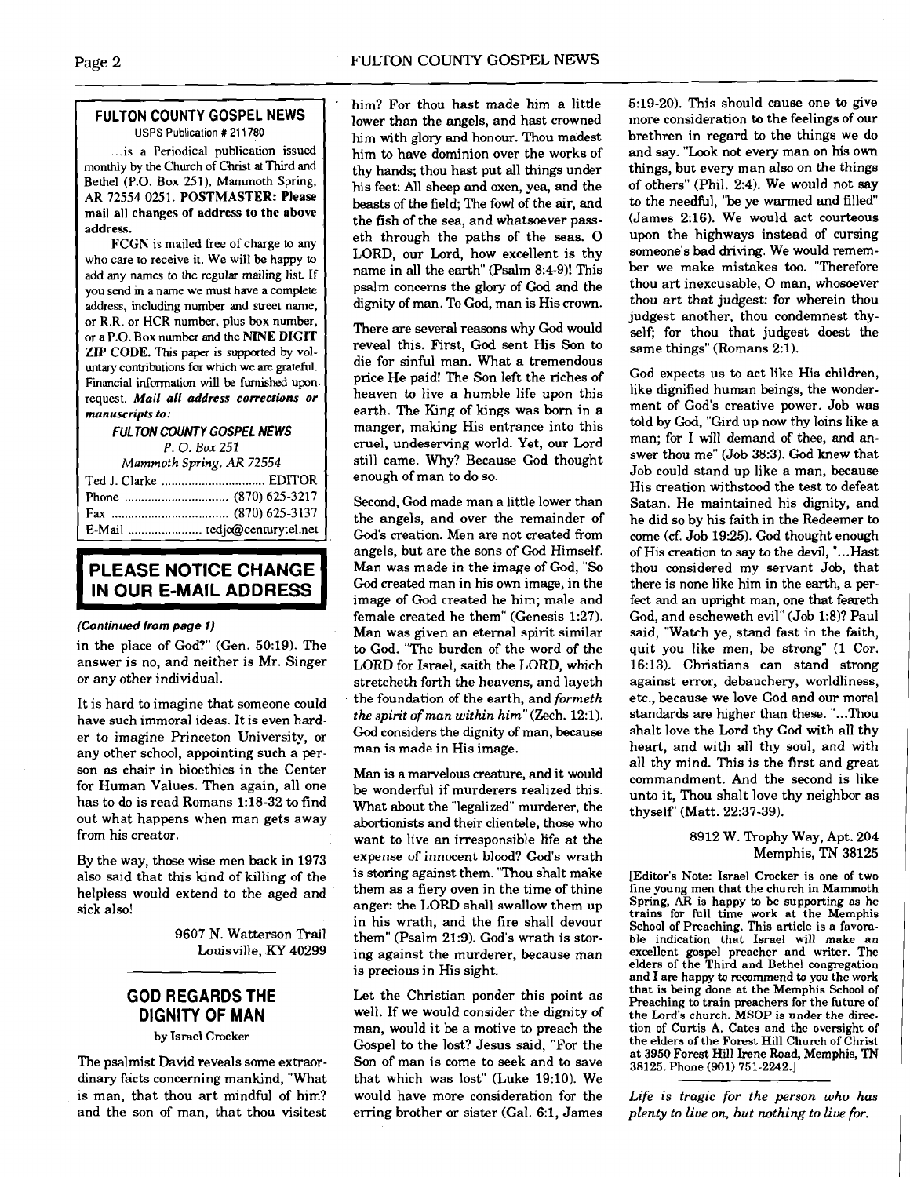## FULTON COUNTY GOSPEL NEWS

USPS Publication # 211780

...is a Periodical publication issued monthly by the Church of Christ at Third and Bethel (P.O. Box 251), Mammoth Spring, AR 72554-0251. **POSTMASTER: Please mail all changes of address to the above address.**

FCGN is mailed free of charge to any who care to receive it. We will be happy to add any names to the regular mailing list. If you send in a name we must have a complete address, including number and street name, or R.R. or HCR number, plus box number, or a P.O. Box number and the **NINE DIGIT ZIP CODE.** This paper is supported by voluntary contributions for which we are grateful. Financial information will be furnished upon request. ***Mail all address corrections or manuscripts to:***

***FULTON COUNTY GOSPEL NEWS***
*P. O. Box 251*
*Mammoth Spring, AR 72554*

Ted J. Clarke ............................... EDITOR
Phone ............................... (870) 625-3217
Fax ................................... (870) 625-3137
E-Mail ...................... tedjc@centurytel.net

## PLEASE NOTICE CHANGE IN OUR E-MAIL ADDRESS

***(Continued from page 1)***

in the place of God?" (Gen. 50:19). The answer is no, and neither is Mr. Singer or any other individual.

It is hard to imagine that someone could have such immoral ideas. It is even harder to imagine Princeton University, or any other school, appointing such a person as chair in bioethics in the Center for Human Values. Then again, all one has to do is read Romans 1:18-32 to find out what happens when man gets away from his creator.

By the way, those wise men back in 1973 also said that this kind of killing of the helpless would extend to the aged and sick also!

9607 N. Watterson Trail
Louisville, KY 40299

## GOD REGARDS THE DIGNITY OF MAN

by Israel Crocker

The psalmist David reveals some extraordinary facts concerning mankind, "What is man, that thou art mindful of him? and the son of man, that thou visitest him? For thou hast made him a little lower than the angels, and hast crowned him with glory and honour. Thou madest him to have dominion over the works of thy hands; thou hast put all things under his feet: All sheep and oxen, yea, and the beasts of the field; The fowl of the air, and the fish of the sea, and whatsoever passeth through the paths of the seas. O LORD, our Lord, how excellent is thy name in all the earth" (Psalm 8:4-9)! This psalm concerns the glory of God and the dignity of man. To God, man is His crown.

There are several reasons why God would reveal this. First, God sent His Son to die for sinful man. What a tremendous price He paid! The Son left the riches of heaven to live a humble life upon this earth. The King of kings was born in a manger, making His entrance into this cruel, undeserving world. Yet, our Lord still came. Why? Because God thought enough of man to do so.

Second, God made man a little lower than the angels, and over the remainder of God's creation. Men are not created from angels, but are the sons of God Himself. Man was made in the image of God, "So God created man in his own image, in the image of God created he him; male and female created he them" (Genesis 1:27). Man was given an eternal spirit similar to God. "The burden of the word of the LORD for Israel, saith the LORD, which stretcheth forth the heavens, and layeth the foundation of the earth, and *formeth the spirit of man within him*" (Zech. 12:1). God considers the dignity of man, because man is made in His image.

Man is a marvelous creature, and it would be wonderful if murderers realized this. What about the "legalized" murderer, the abortionists and their clientele, those who want to live an irresponsible life at the expense of innocent blood? God's wrath is storing against them. "Thou shalt make them as a fiery oven in the time of thine anger: the LORD shall swallow them up in his wrath, and the fire shall devour them" (Psalm 21:9). God's wrath is storing against the murderer, because man is precious in His sight.

Let the Christian ponder this point as well. If we would consider the dignity of man, would it be a motive to preach the Gospel to the lost? Jesus said, "For the Son of man is come to seek and to save that which was lost" (Luke 19:10). We would have more consideration for the erring brother or sister (Gal. 6:1, James 5:19-20). This should cause one to give more consideration to the feelings of our brethren in regard to the things we do and say. "Look not every man on his own things, but every man also on the things of others" (Phil. 2:4). We would not say to the needful, "be ye warmed and filled" (James 2:16). We would act courteous upon the highways instead of cursing someone's bad driving. We would remember we make mistakes too. "Therefore thou art inexcusable, O man, whosoever thou art that judgest: for wherein thou judgest another, thou condemnest thyself; for thou that judgest doest the same things" (Romans 2:1).

God expects us to act like His children, like dignified human beings, the wonderment of God's creative power. Job was told by God, "Gird up now thy loins like a man; for I will demand of thee, and answer thou me" (Job 38:3). God knew that Job could stand up like a man, because His creation withstood the test to defeat Satan. He maintained his dignity, and he did so by his faith in the Redeemer to come (cf. Job 19:25). God thought enough of His creation to say to the devil, "...Hast thou considered my servant Job, that there is none like him in the earth, a perfect and an upright man, one that feareth God, and escheweth evil" (Job 1:8)? Paul said, "Watch ye, stand fast in the faith, quit you like men, be strong" (1 Cor. 16:13). Christians can stand strong against error, debauchery, worldliness, etc., because we love God and our moral standards are higher than these. "...Thou shalt love the Lord thy God with all thy heart, and with all thy soul, and with all thy mind. This is the first and great commandment. And the second is like unto it, Thou shalt love thy neighbor as thyself" (Matt. 22:37-39).

8912 W. Trophy Way, Apt. 204
Memphis, TN 38125

[Editor's Note: Israel Crocker is one of two fine young men that the church in Mammoth Spring, AR is happy to be supporting as he trains for full time work at the Memphis School of Preaching. This article is a favorable indication that Israel will make an excellent gospel preacher and writer. The elders of the Third and Bethel congregation and I are happy to recommend to you the work that is being done at the Memphis School of Preaching to train preachers for the future of the Lord's church. MSOP is under the direction of Curtis A. Cates and the oversight of the elders of the Forest Hill Church of Christ at 3950 Forest Hill Irene Road, Memphis, TN 38125. Phone (901) 751-2242.]

*Life is tragic for the person who has plenty to live on, but nothing to live for.*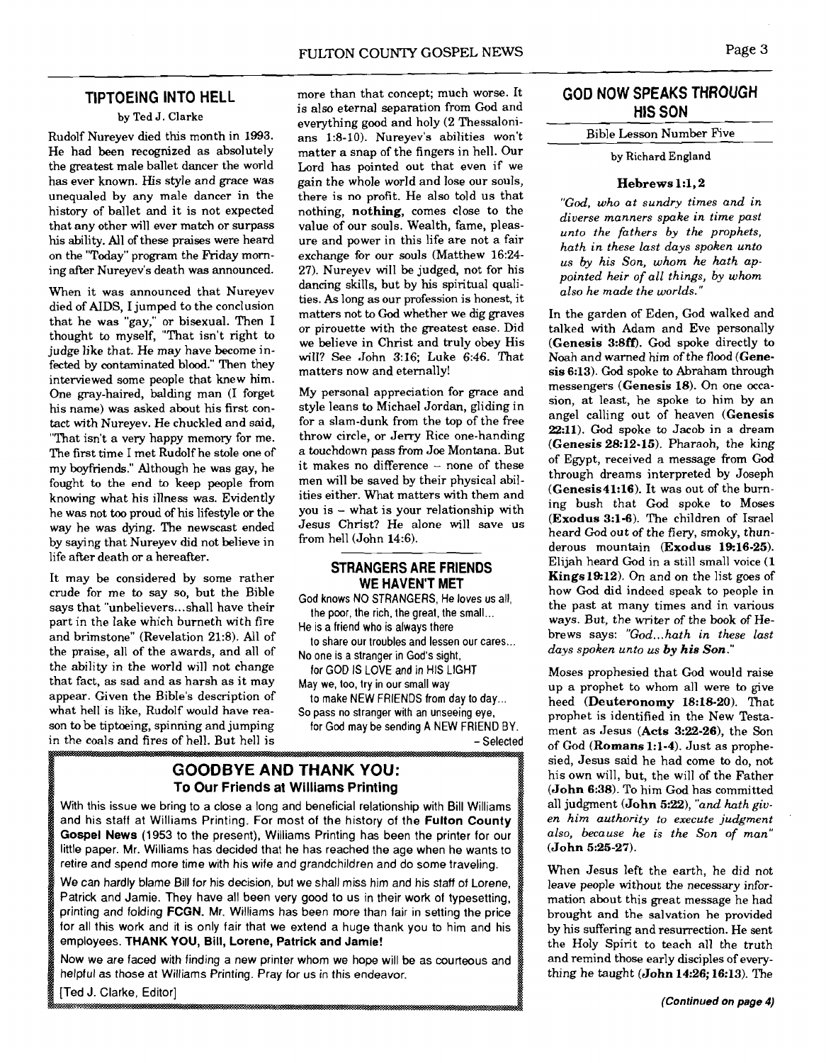## TIPTOEING INTO HELL

by Ted J. Clarke

Rudolf Nureyev died this month in 1993. He had been recognized as absolutely the greatest male ballet dancer the world has ever known. His style and grace was unequaled by any male dancer in the history of ballet and it is not expected that any other will ever match or surpass his ability. All of these praises were heard on the "Today" program the Friday morning after Nureyev's death was announced.

When it was announced that Nureyev died of AIDS, I jumped to the conclusion that he was "gay," or bisexual. Then I thought to myself, "That isn't right to judge like that. He may have become infected by contaminated blood." Then they interviewed some people that knew him. One gray-haired, balding man (I forget his name) was asked about his first contact with Nureyev. He chuckled and said, "That isn't a very happy memory for me. The first time I met Rudolf he stole one of my boyfriends." Although he was gay, he fought to the end to keep people from knowing what his illness was. Evidently he was not too proud of his lifestyle or the way he was dying. The newscast ended by saying that Nureyev did not believe in life after death or a hereafter.

It may be considered by some rather crude for me to say so, but the Bible says that "unbelievers...shall have their part in the lake which burneth with fire and brimstone" (Revelation 21:8). All of the praise, all of the awards, and all of the ability in the world will not change that fact, as sad and as harsh as it may appear. Given the Bible's description of what hell is like, Rudolf would have reason to be tiptoeing, spinning and jumping in the coals and fires of hell. But hell is more than that concept; much worse. It is also eternal separation from God and everything good and holy (2 Thessalonians 1:8-10). Nureyev's abilities won't matter a snap of the fingers in hell. Our Lord has pointed out that even if we gain the whole world and lose our souls, there is no profit. He also told us that nothing, **nothing**, comes close to the value of our souls. Wealth, fame, pleasure and power in this life are not a fair exchange for our souls (Matthew 16:24-27). Nureyev will be judged, not for his dancing skills, but by his spiritual qualities. As long as our profession is honest, it matters not to God whether we dig graves or pirouette with the greatest ease. Did we believe in Christ and truly obey His will? See John 3:16; Luke 6:46. That matters now and eternally!

My personal appreciation for grace and style leans to Michael Jordan, gliding in for a slam-dunk from the top of the free throw circle, or Jerry Rice one-handing a touchdown pass from Joe Montana. But it makes no difference – none of these men will be saved by their physical abilities either. What matters with them and you is – what is your relationship with Jesus Christ? He alone will save us from hell (John 14:6).

## STRANGERS ARE FRIENDS WE HAVEN'T MET

God knows NO STRANGERS, He loves us all,
the poor, the rich, the great, the small...
He is a friend who is always there
to share our troubles and lessen our cares...
No one is a stranger in God's sight,
for GOD IS LOVE and in HIS LIGHT
May we, too, try in our small way
to make NEW FRIENDS from day to day...
So pass no stranger with an unseeing eye,
for God may be sending A NEW FRIEND BY.

– Selected

## GOODBYE AND THANK YOU:
### To Our Friends at Williams Printing

With this issue we bring to a close a long and beneficial relationship with Bill Williams and his staff at Williams Printing. For most of the history of the **Fulton County Gospel News** (1953 to the present), Williams Printing has been the printer for our little paper. Mr. Williams has decided that he has reached the age when he wants to retire and spend more time with his wife and grandchildren and do some traveling.

We can hardly blame Bill for his decision, but we shall miss him and his staff of Lorene, Patrick and Jamie. They have all been very good to us in their work of typesetting, printing and folding **FCGN**. Mr. Williams has been more than fair in setting the price for all this work and it is only fair that we extend a huge thank you to him and his employees. **THANK YOU, Bill, Lorene, Patrick and Jamie!**

Now we are faced with finding a new printer whom we hope will be as courteous and helpful as those at Williams Printing. Pray for us in this endeavor.

[Ted J. Clarke, Editor]

## GOD NOW SPEAKS THROUGH HIS SON

Bible Lesson Number Five

by Richard England

**Hebrews 1:1, 2**

*"God, who at sundry times and in diverse manners spake in time past unto the fathers by the prophets, hath in these last days spoken unto us by his Son, whom he hath appointed heir of all things, by whom also he made the worlds."*

In the garden of Eden, God walked and talked with Adam and Eve personally (**Genesis 3:8ff**). God spoke directly to Noah and warned him of the flood (**Genesis 6:13**). God spoke to Abraham through messengers (**Genesis 18**). On one occasion, at least, he spoke to him by an angel calling out of heaven (**Genesis 22:11**). God spoke to Jacob in a dream (**Genesis 28:12-15**). Pharaoh, the king of Egypt, received a message from God through dreams interpreted by Joseph (**Genesis 41:16**). It was out of the burning bush that God spoke to Moses (**Exodus 3:1-6**). The children of Israel heard God out of the fiery, smoky, thunderous mountain (**Exodus 19:16-25**). Elijah heard God in a still small voice (**1 Kings 19:12**). On and on the list goes of how God did indeed speak to people in the past at many times and in various ways. But, the writer of the book of Hebrews says: *"God...hath in these last days spoken unto us **by his Son**."*

Moses prophesied that God would raise up a prophet to whom all were to give heed (**Deuteronomy 18:18-20**). That prophet is identified in the New Testament as Jesus (**Acts 3:22-26**), the Son of God (**Romans 1:1-4**). Just as prophesied, Jesus said he had come to do, not his own will, but, the will of the Father (**John 6:38**). To him God has committed all judgment (**John 5:22**), *"and hath given him authority to execute judgment also, because he is the Son of man"* (**John 5:25-27**).

When Jesus left the earth, he did not leave people without the necessary information about this great message he had brought and the salvation he provided by his suffering and resurrection. He sent the Holy Spirit to teach all the truth and remind those early disciples of everything he taught (**John 14:26; 16:13**). The

*(Continued on page 4)*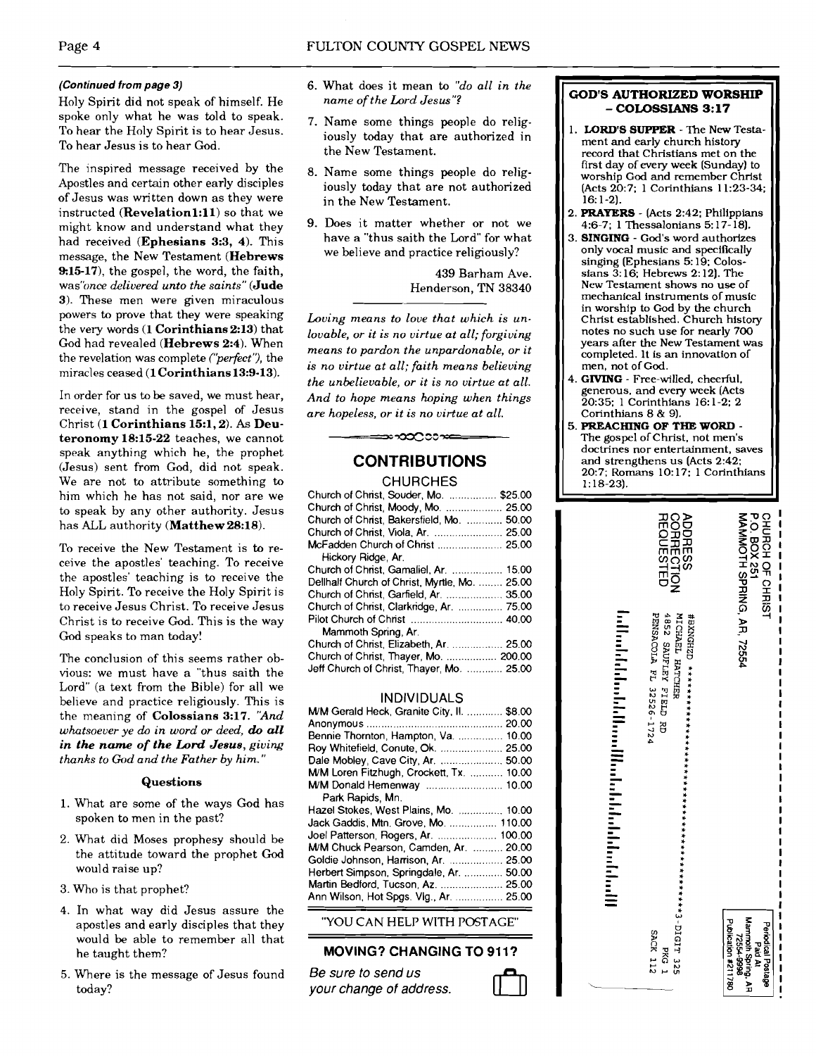*(Continued from page 3)*

Holy Spirit did not speak of himself. He spoke only what he was told to speak. To hear the Holy Spirit is to hear Jesus. To hear Jesus is to hear God.

The inspired message received by the Apostles and certain other early disciples of Jesus was written down as they were instructed (**Revelation 1:11**) so that we might know and understand what they had received (**Ephesians 3:3, 4**). This message, the New Testament (**Hebrews 9:15-17**), the gospel, the word, the faith, was *"once delivered unto the saints"* (**Jude 3**). These men were given miraculous powers to prove that they were speaking the very words (**1 Corinthians 2:13**) that God had revealed (**Hebrews 2:4**). When the revelation was complete *("perfect")*, the miracles ceased (**1 Corinthians 13:9-13**).

In order for us to be saved, we must hear, receive, stand in the gospel of Jesus Christ (**1 Corinthians 15:1, 2**). As **Deuteronomy 18:15-22** teaches, we cannot speak anything which he, the prophet (Jesus) sent from God, did not speak. We are not to attribute something to him which he has not said, nor are we to speak by any other authority. Jesus has ALL authority (**Matthew 28:18**).

To receive the New Testament is to receive the apostles' teaching. To receive the apostles' teaching is to receive the Holy Spirit. To receive the Holy Spirit is to receive Jesus Christ. To receive Jesus Christ is to receive God. This is the way God speaks to man today!

The conclusion of this seems rather obvious: we must have a "thus saith the Lord" (a text from the Bible) for all we believe and practice religiously. This is the meaning of **Colossians 3:17**. *"And whatsoever ye do in word or deed,* ***do all in the name of the Lord Jesus****, giving thanks to God and the Father by him."*

### Questions

1. What are some of the ways God has spoken to men in the past?
2. What did Moses prophesy should be the attitude toward the prophet God would raise up?
3. Who is that prophet?
4. In what way did Jesus assure the apostles and early disciples that they would be able to remember all that he taught them?
5. Where is the message of Jesus found today?
6. What does it mean to *"do all in the name of the Lord Jesus"*?
7. Name some things people do religiously today that are authorized in the New Testament.
8. Name some things people do religiously today that are not authorized in the New Testament.
9. Does it matter whether or not we have a "thus saith the Lord" for what we believe and practice religiously?

439 Barham Ave.
Henderson, TN 38340

*Loving means to love that which is unlovable, or it is no virtue at all; forgiving means to pardon the unpardonable, or it is no virtue at all; faith means believing the unbelievable, or it is no virtue at all. And to hope means hoping when things are hopeless, or it is no virtue at all.*

## CONTRIBUTIONS

### CHURCHES

| | |
|---|---|
| Church of Christ, Souder, Mo. | $25.00 |
| Church of Christ, Moody, Mo. | 25.00 |
| Church of Christ, Bakersfield, Mo. | 50.00 |
| Church of Christ, Viola, Ar. | 25.00 |
| McFadden Church of Christ Hickory Ridge, Ar. | 25.00 |
| Church of Christ, Gamaliel, Ar. | 15.00 |
| Dellhalf Church of Christ, Myrtle, Mo. | 25.00 |
| Church of Christ, Garfield, Ar. | 35.00 |
| Church of Christ, Clarkridge, Ar. | 75.00 |
| Pilot Church of Christ Mammoth Spring, Ar. | 40.00 |
| Church of Christ, Elizabeth, Ar. | 25.00 |
| Church of Christ, Thayer, Mo. | 200.00 |
| Jeff Church of Christ, Thayer, Mo. | 25.00 |

### INDIVIDUALS

| | |
|---|---|
| M/M Gerald Heck, Granite City, Il. | $8.00 |
| Anonymous | 20.00 |
| Bennie Thornton, Hampton, Va. | 10.00 |
| Roy Whitefield, Conute, Ok. | 25.00 |
| Dale Mobley, Cave City, Ar. | 50.00 |
| M/M Loren Fitzhugh, Crockett, Tx. | 10.00 |
| M/M Donald Hemenway Park Rapids, Mn. | 10.00 |
| Hazel Stokes, West Plains, Mo. | 10.00 |
| Jack Gaddis, Mtn. Grove, Mo. | 110.00 |
| Joel Patterson, Rogers, Ar. | 100.00 |
| M/M Chuck Pearson, Camden, Ar. | 20.00 |
| Goldie Johnson, Harrison, Ar. | 25.00 |
| Herbert Simpson, Springdale, Ar. | 50.00 |
| Martin Bedford, Tucson, Az. | 25.00 |
| Ann Wilson, Hot Spgs. Vlg., Ar. | 25.00 |

"YOU CAN HELP WITH POSTAGE"

**MOVING? CHANGING TO 911?**

*Be sure to send us your change of address.*

## GOD'S AUTHORIZED WORSHIP - COLOSSIANS 3:17

1. **LORD'S SUPPER** - The New Testament and early church history record that Christians met on the first day of every week (Sunday) to worship God and remember Christ (Acts 20:7; 1 Corinthians 11:23-34; 16:1-2).
2. **PRAYERS** - (Acts 2:42; Philippians 4:6-7; 1 Thessalonians 5:17-18).
3. **SINGING** - God's word authorizes only vocal music and specifically singing (Ephesians 5:19; Colossians 3:16; Hebrews 2:12). The New Testament shows no use of mechanical instruments of music in worship to God by the church Christ established. Church history notes no such use for nearly 700 years after the New Testament was completed. It is an innovation of men, not of God.
4. **GIVING** - Free-willed, cheerful, generous, and every week (Acts 20:35; 1 Corinthians 16:1-2; 2 Corinthians 8 & 9).
5. **PREACHING OF THE WORD** - The gospel of Christ, not men's doctrines nor entertainment, saves and strengthens us (Acts 2:42; 20:7; Romans 10:17; 1 Corinthians 1:18-23).

CHURCH OF CHRIST
P.O. BOX 251
MAMMOTH SPRING, AR. 72554

ADDRESS CORRECTION REQUESTED

Periodical Postage Paid At Mammoth Spring, AR 72554-9998 Publication #211780

#BXNGHZD \*\*\*\*\*\*\*\*\*\*\*\*\*\*\*\*\*\*\*\*\*\*\*\*\*\*\*\*3-DIGIT 325
MICHAEL HATCHER PKG 1
4852 SAUFLEY FIELD RD SACK 112
PENSACOLA FL 32526-1724